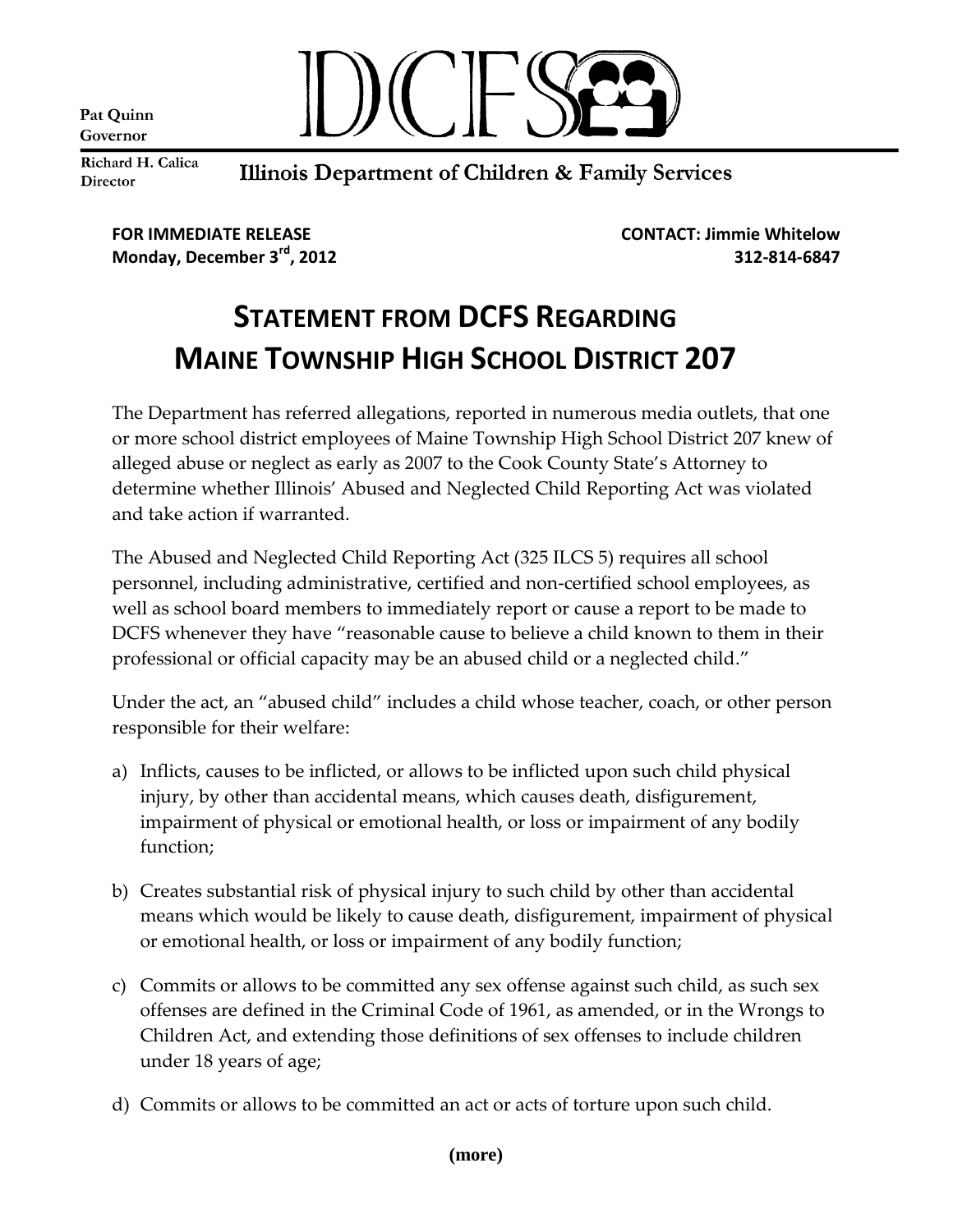Pat Quinn
Governor

DCFS

Richard H. Calica
Director

Illinois Department of Children & Family Services

**FOR IMMEDIATE RELEASE**
**Monday, December 3rd, 2012**

**CONTACT: Jimmie Whitelow**
**312-814-6847**

# STATEMENT FROM DCFS REGARDING MAINE TOWNSHIP HIGH SCHOOL DISTRICT 207

The Department has referred allegations, reported in numerous media outlets, that one or more school district employees of Maine Township High School District 207 knew of alleged abuse or neglect as early as 2007 to the Cook County State's Attorney to determine whether Illinois' Abused and Neglected Child Reporting Act was violated and take action if warranted.

The Abused and Neglected Child Reporting Act (325 ILCS 5) requires all school personnel, including administrative, certified and non-certified school employees, as well as school board members to immediately report or cause a report to be made to DCFS whenever they have "reasonable cause to believe a child known to them in their professional or official capacity may be an abused child or a neglected child."

Under the act, an "abused child" includes a child whose teacher, coach, or other person responsible for their welfare:

a) Inflicts, causes to be inflicted, or allows to be inflicted upon such child physical injury, by other than accidental means, which causes death, disfigurement, impairment of physical or emotional health, or loss or impairment of any bodily function;

b) Creates substantial risk of physical injury to such child by other than accidental means which would be likely to cause death, disfigurement, impairment of physical or emotional health, or loss or impairment of any bodily function;

c) Commits or allows to be committed any sex offense against such child, as such sex offenses are defined in the Criminal Code of 1961, as amended, or in the Wrongs to Children Act, and extending those definitions of sex offenses to include children under 18 years of age;

d) Commits or allows to be committed an act or acts of torture upon such child.

**(more)**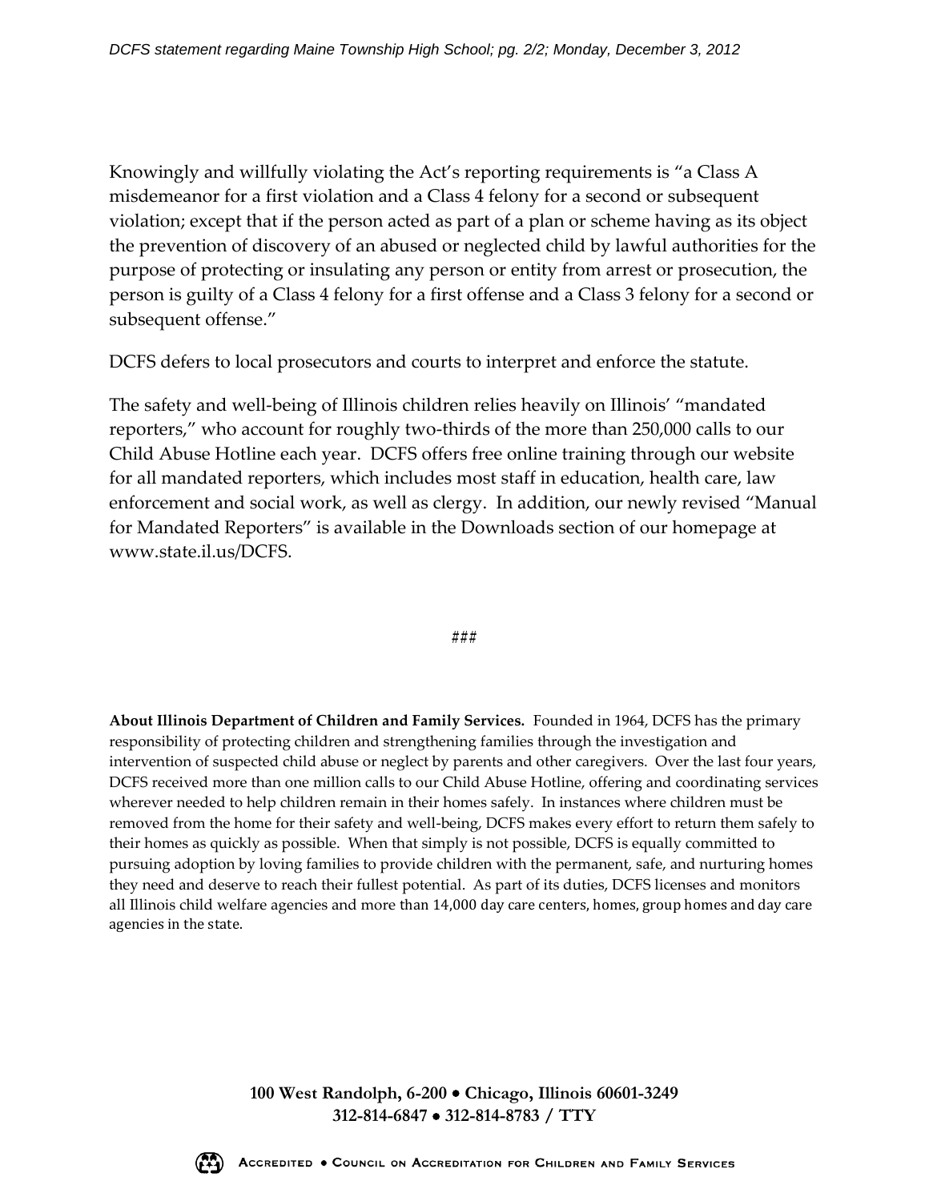Knowingly and willfully violating the Act's reporting requirements is "a Class A misdemeanor for a first violation and a Class 4 felony for a second or subsequent violation; except that if the person acted as part of a plan or scheme having as its object the prevention of discovery of an abused or neglected child by lawful authorities for the purpose of protecting or insulating any person or entity from arrest or prosecution, the person is guilty of a Class 4 felony for a first offense and a Class 3 felony for a second or subsequent offense."

DCFS defers to local prosecutors and courts to interpret and enforce the statute.

The safety and well-being of Illinois children relies heavily on Illinois' "mandated reporters," who account for roughly two-thirds of the more than 250,000 calls to our Child Abuse Hotline each year. DCFS offers free online training through our website for all mandated reporters, which includes most staff in education, health care, law enforcement and social work, as well as clergy. In addition, our newly revised "Manual for Mandated Reporters" is available in the Downloads section of our homepage at www.state.il.us/DCFS.

###

**About Illinois Department of Children and Family Services.** Founded in 1964, DCFS has the primary responsibility of protecting children and strengthening families through the investigation and intervention of suspected child abuse or neglect by parents and other caregivers. Over the last four years, DCFS received more than one million calls to our Child Abuse Hotline, offering and coordinating services wherever needed to help children remain in their homes safely. In instances where children must be removed from the home for their safety and well-being, DCFS makes every effort to return them safely to their homes as quickly as possible. When that simply is not possible, DCFS is equally committed to pursuing adoption by loving families to provide children with the permanent, safe, and nurturing homes they need and deserve to reach their fullest potential. As part of its duties, DCFS licenses and monitors all Illinois child welfare agencies and more than 14,000 day care centers, homes, group homes and day care agencies in the state.

**100 West Randolph, 6-200 • Chicago, Illinois 60601-3249**
**312-814-6847 • 312-814-8783 / TTY**

ACCREDITED • COUNCIL ON ACCREDITATION FOR CHILDREN AND FAMILY SERVICES